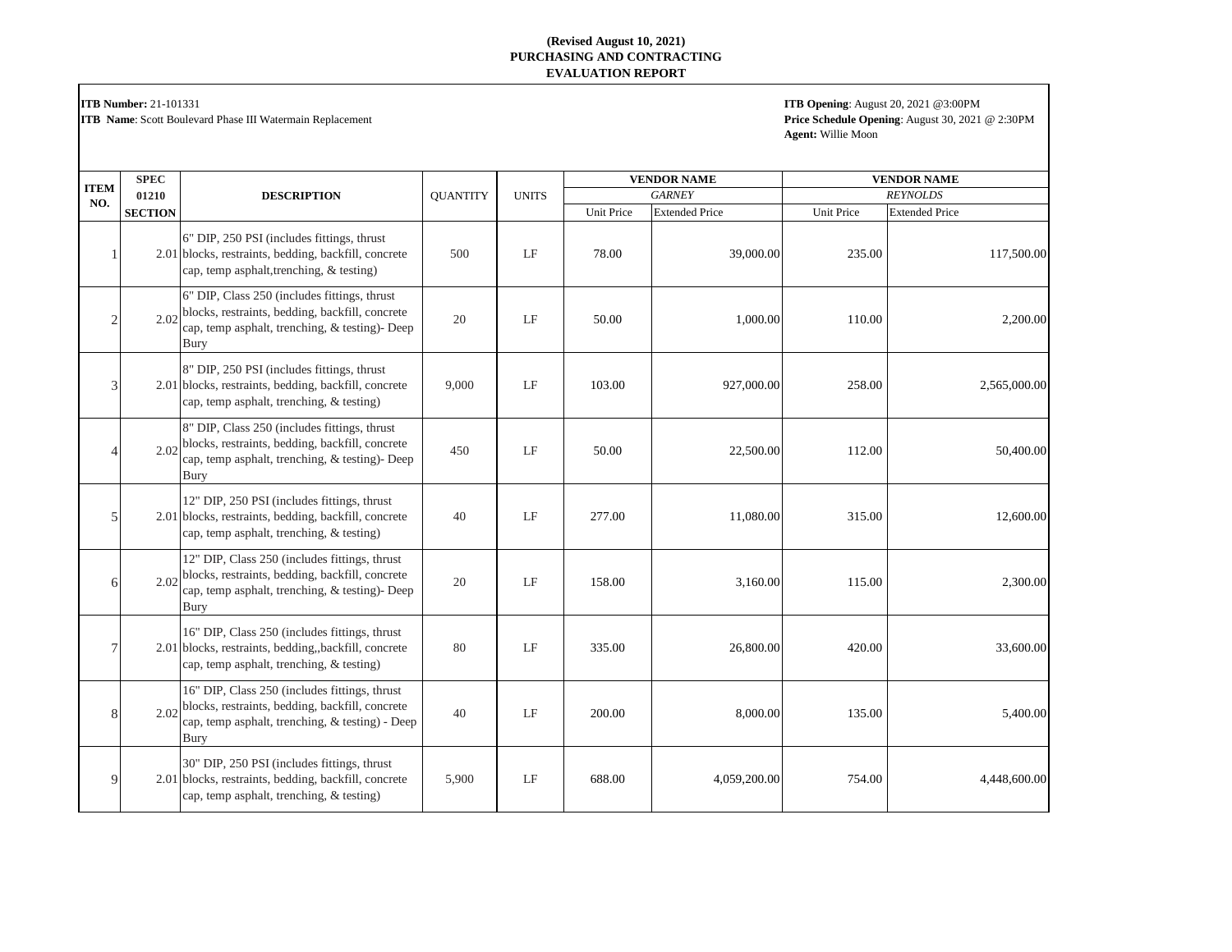**(Revised August 10, 2021)**
**PURCHASING AND CONTRACTING**
**EVALUATION REPORT**

**ITB Number:** 21-101331
**ITB Name**: Scott Boulevard Phase III Watermain Replacement

**ITB Opening**: August 20, 2021 @3:00PM
**Price Schedule Opening**: August 30, 2021 @ 2:30PM
**Agent:** Willie Moon

| ITEM NO. | SPEC 01210 SECTION | DESCRIPTION | QUANTITY | UNITS | VENDOR NAME | | VENDOR NAME | |
|---|---|---|---|---|---|---|---|---|
| | | | | | *GARNEY* | | *REYNOLDS* | |
| | | | | | Unit Price | Extended Price | Unit Price | Extended Price |
| 1 | 2.01 | 6" DIP, 250 PSI (includes fittings, thrust blocks, restraints, bedding, backfill, concrete cap, temp asphalt,trenching, & testing) | 500 | LF | 78.00 | 39,000.00 | 235.00 | 117,500.00 |
| 2 | 2.02 | 6" DIP, Class 250 (includes fittings, thrust blocks, restraints, bedding, backfill, concrete cap, temp asphalt, trenching, & testing)- Deep Bury | 20 | LF | 50.00 | 1,000.00 | 110.00 | 2,200.00 |
| 3 | 2.01 | 8" DIP, 250 PSI (includes fittings, thrust blocks, restraints, bedding, backfill, concrete cap, temp asphalt, trenching, & testing) | 9,000 | LF | 103.00 | 927,000.00 | 258.00 | 2,565,000.00 |
| 4 | 2.02 | 8" DIP, Class 250 (includes fittings, thrust blocks, restraints, bedding, backfill, concrete cap, temp asphalt, trenching, & testing)- Deep Bury | 450 | LF | 50.00 | 22,500.00 | 112.00 | 50,400.00 |
| 5 | 2.01 | 12" DIP, 250 PSI (includes fittings, thrust blocks, restraints, bedding, backfill, concrete cap, temp asphalt, trenching, & testing) | 40 | LF | 277.00 | 11,080.00 | 315.00 | 12,600.00 |
| 6 | 2.02 | 12" DIP, Class 250 (includes fittings, thrust blocks, restraints, bedding, backfill, concrete cap, temp asphalt, trenching, & testing)- Deep Bury | 20 | LF | 158.00 | 3,160.00 | 115.00 | 2,300.00 |
| 7 | 2.01 | 16" DIP, Class 250 (includes fittings, thrust blocks, restraints, bedding,,backfill, concrete cap, temp asphalt, trenching, & testing) | 80 | LF | 335.00 | 26,800.00 | 420.00 | 33,600.00 |
| 8 | 2.02 | 16" DIP, Class 250 (includes fittings, thrust blocks, restraints, bedding, backfill, concrete cap, temp asphalt, trenching, & testing) - Deep Bury | 40 | LF | 200.00 | 8,000.00 | 135.00 | 5,400.00 |
| 9 | 2.01 | 30" DIP, 250 PSI (includes fittings, thrust blocks, restraints, bedding, backfill, concrete cap, temp asphalt, trenching, & testing) | 5,900 | LF | 688.00 | 4,059,200.00 | 754.00 | 4,448,600.00 |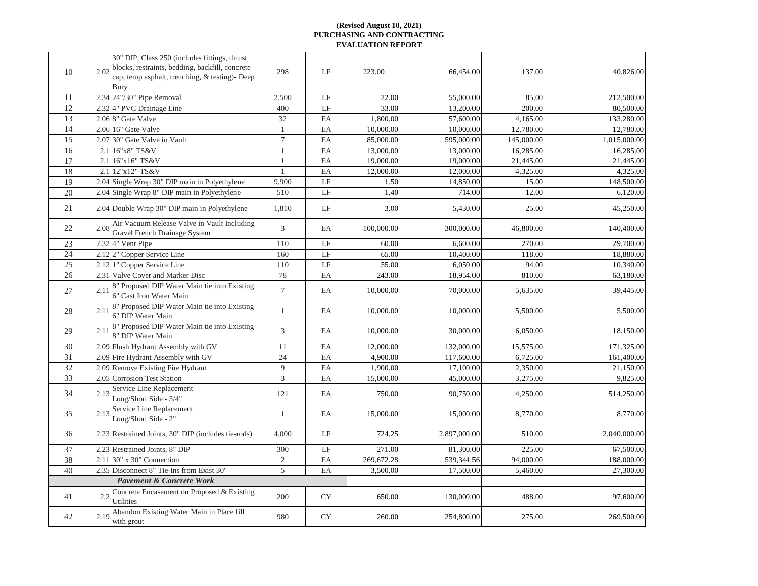**(Revised August 10, 2021)**
**PURCHASING AND CONTRACTING**
**EVALUATION REPORT**

| | | | | | | | | |
|---|---|---|---|---|---|---|---|---|
| 10 | 2.02 | 30" DIP, Class 250 (includes fittings, thrust blocks, restraints, bedding, backfill, concrete cap, temp asphalt, trenching, & testing)- Deep Bury | 298 | LF | 223.00 | 66,454.00 | 137.00 | 40,826.00 |
| 11 | 2.34 | 24"/30" Pipe Removal | 2,500 | LF | 22.00 | 55,000.00 | 85.00 | 212,500.00 |
| 12 | 2.32 | 4" PVC Drainage Line | 400 | LF | 33.00 | 13,200.00 | 200.00 | 80,500.00 |
| 13 | 2.06 | 8" Gate Valve | 32 | EA | 1,800.00 | 57,600.00 | 4,165.00 | 133,280.00 |
| 14 | 2.06 | 16" Gate Valve | 1 | EA | 10,000.00 | 10,000.00 | 12,780.00 | 12,780.00 |
| 15 | 2.07 | 30" Gate Valve in Vault | 7 | EA | 85,000.00 | 595,000.00 | 145,000.00 | 1,015,000.00 |
| 16 | 2.1 | 16"x8" TS&V | 1 | EA | 13,000.00 | 13,000.00 | 16,285.00 | 16,285.00 |
| 17 | 2.1 | 16"x16" TS&V | 1 | EA | 19,000.00 | 19,000.00 | 21,445.00 | 21,445.00 |
| 18 | 2.1 | 12"x12" TS&V | 1 | EA | 12,000.00 | 12,000.00 | 4,325.00 | 4,325.00 |
| 19 | 2.04 | Single Wrap 30" DIP main in Polyethylene | 9,900 | LF | 1.50 | 14,850.00 | 15.00 | 148,500.00 |
| 20 | 2.04 | Single Wrap 8" DIP main in Polyethylene | 510 | LF | 1.40 | 714.00 | 12.00 | 6,120.00 |
| 21 | 2.04 | Double Wrap 30" DIP main in Polyethylene | 1,810 | LF | 3.00 | 5,430.00 | 25.00 | 45,250.00 |
| 22 | 2.08 | Air Vacuum Release Valve in Vault Including Gravel French Drainage System | 3 | EA | 100,000.00 | 300,000.00 | 46,800.00 | 140,400.00 |
| 23 | 2.32 | 4" Vent Pipe | 110 | LF | 60.00 | 6,600.00 | 270.00 | 29,700.00 |
| 24 | 2.12 | 2" Copper Service Line | 160 | LF | 65.00 | 10,400.00 | 118.00 | 18,880.00 |
| 25 | 2.12 | 1" Copper Service Line | 110 | LF | 55.00 | 6,050.00 | 94.00 | 10,340.00 |
| 26 | 2.31 | Valve Cover and Marker Disc | 78 | EA | 243.00 | 18,954.00 | 810.00 | 63,180.00 |
| 27 | 2.11 | 8" Proposed DIP Water Main tie into Existing 6" Cast Iron Water Main | 7 | EA | 10,000.00 | 70,000.00 | 5,635.00 | 39,445.00 |
| 28 | 2.11 | 8" Proposed DIP Water Main tie into Existing 6" DIP Water Main | 1 | EA | 10,000.00 | 10,000.00 | 5,500.00 | 5,500.00 |
| 29 | 2.11 | 8" Proposed DIP Water Main tie into Existing 8" DIP Water Main | 3 | EA | 10,000.00 | 30,000.00 | 6,050.00 | 18,150.00 |
| 30 | 2.09 | Flush Hydrant Assembly with GV | 11 | EA | 12,000.00 | 132,000.00 | 15,575.00 | 171,325.00 |
| 31 | 2.09 | Fire Hydrant Assembly with GV | 24 | EA | 4,900.00 | 117,600.00 | 6,725.00 | 161,400.00 |
| 32 | 2.09 | Remove Existing Fire Hydrant | 9 | EA | 1,900.00 | 17,100.00 | 2,350.00 | 21,150.00 |
| 33 | 2.05 | Corrosion Test Station | 3 | EA | 15,000.00 | 45,000.00 | 3,275.00 | 9,825.00 |
| 34 | 2.13 | Service Line Replacement Long/Short Side - 3/4" | 121 | EA | 750.00 | 90,750.00 | 4,250.00 | 514,250.00 |
| 35 | 2.13 | Service Line Replacement Long/Short Side - 2" | 1 | EA | 15,000.00 | 15,000.00 | 8,770.00 | 8,770.00 |
| 36 | 2.23 | Restrained Joints, 30" DIP (includes tie-rods) | 4,000 | LF | 724.25 | 2,897,000.00 | 510.00 | 2,040,000.00 |
| 37 | 2.23 | Restrained Joints, 8" DIP | 300 | LF | 271.00 | 81,300.00 | 225.00 | 67,500.00 |
| 38 | 2.11 | 30" x 30" Connection | 2 | EA | 269,672.28 | 539,344.56 | 94,000.00 | 188,000.00 |
| 40 | 2.35 | Disconnect 8" Tie-Ins from Exist 30" | 5 | EA | 3,500.00 | 17,500.00 | 5,460.00 | 27,300.00 |
| | | ***Pavement & Concrete Work*** | | | | | | |
| 41 | 2.2 | Concrete Encasement on Proposed & Existing Utilities | 200 | CY | 650.00 | 130,000.00 | 488.00 | 97,600.00 |
| 42 | 2.19 | Abandon Existing Water Main in Place fill with grout | 980 | CY | 260.00 | 254,800.00 | 275.00 | 269,500.00 |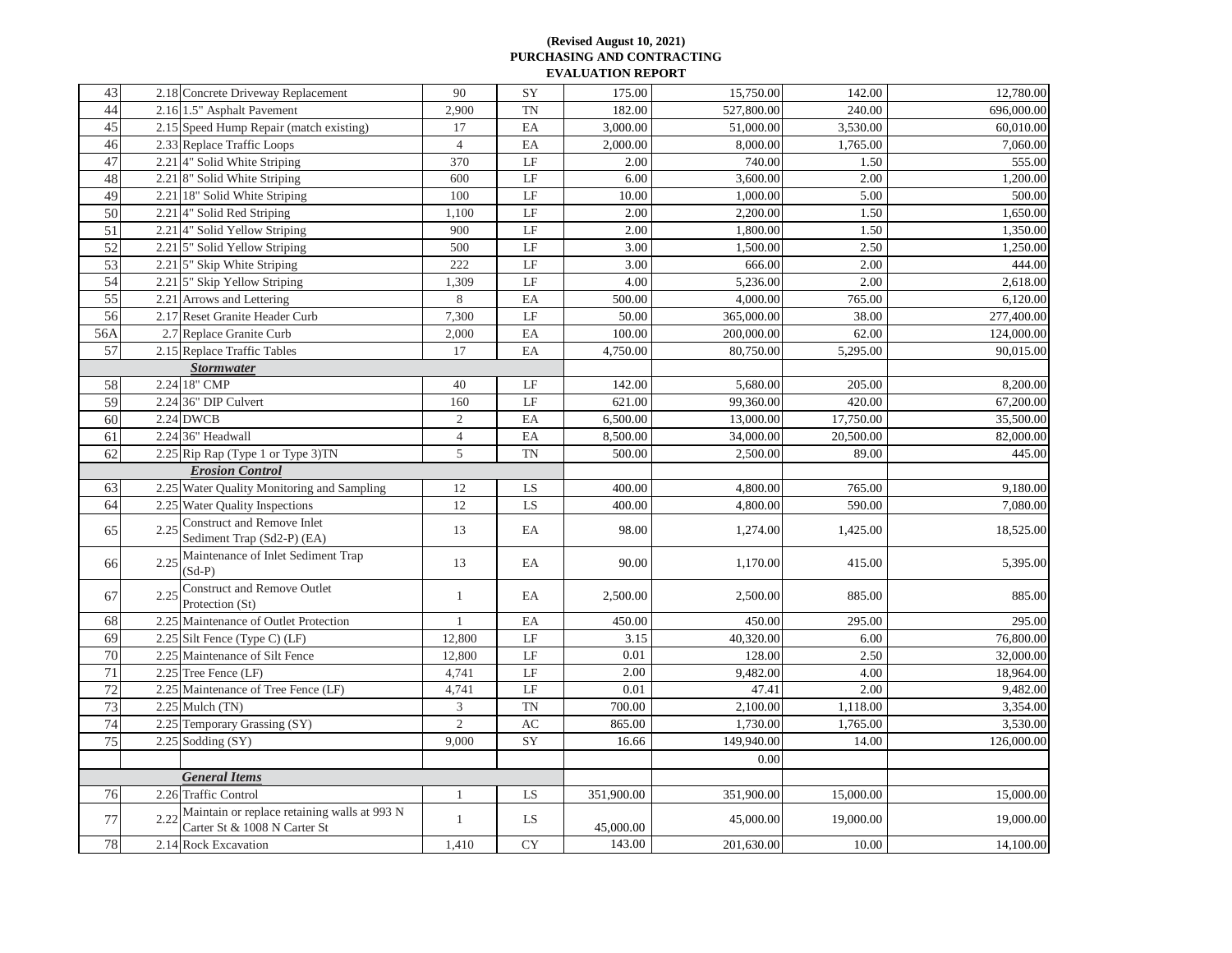**(Revised August 10, 2021)**
**PURCHASING AND CONTRACTING**
**EVALUATION REPORT**

| | | | | | | | | |
|---|---|---|---|---|---|---|---|---|
| 43 | 2.18 | Concrete Driveway Replacement | 90 | SY | 175.00 | 15,750.00 | 142.00 | 12,780.00 |
| 44 | 2.16 | 1.5" Asphalt Pavement | 2,900 | TN | 182.00 | 527,800.00 | 240.00 | 696,000.00 |
| 45 | 2.15 | Speed Hump Repair (match existing) | 17 | EA | 3,000.00 | 51,000.00 | 3,530.00 | 60,010.00 |
| 46 | 2.33 | Replace Traffic Loops | 4 | EA | 2,000.00 | 8,000.00 | 1,765.00 | 7,060.00 |
| 47 | 2.21 | 4" Solid White Striping | 370 | LF | 2.00 | 740.00 | 1.50 | 555.00 |
| 48 | 2.21 | 8" Solid White Striping | 600 | LF | 6.00 | 3,600.00 | 2.00 | 1,200.00 |
| 49 | 2.21 | 18" Solid White Striping | 100 | LF | 10.00 | 1,000.00 | 5.00 | 500.00 |
| 50 | 2.21 | 4" Solid Red Striping | 1,100 | LF | 2.00 | 2,200.00 | 1.50 | 1,650.00 |
| 51 | 2.21 | 4" Solid Yellow Striping | 900 | LF | 2.00 | 1,800.00 | 1.50 | 1,350.00 |
| 52 | 2.21 | 5" Solid Yellow Striping | 500 | LF | 3.00 | 1,500.00 | 2.50 | 1,250.00 |
| 53 | 2.21 | 5" Skip White Striping | 222 | LF | 3.00 | 666.00 | 2.00 | 444.00 |
| 54 | 2.21 | 5" Skip Yellow Striping | 1,309 | LF | 4.00 | 5,236.00 | 2.00 | 2,618.00 |
| 55 | 2.21 | Arrows and Lettering | 8 | EA | 500.00 | 4,000.00 | 765.00 | 6,120.00 |
| 56 | 2.17 | Reset Granite Header Curb | 7,300 | LF | 50.00 | 365,000.00 | 38.00 | 277,400.00 |
| 56A | 2.7 | Replace Granite Curb | 2,000 | EA | 100.00 | 200,000.00 | 62.00 | 124,000.00 |
| 57 | 2.15 | Replace Traffic Tables | 17 | EA | 4,750.00 | 80,750.00 | 5,295.00 | 90,015.00 |
| | | ***Stormwater*** | | | | | | |
| 58 | 2.24 | 18" CMP | 40 | LF | 142.00 | 5,680.00 | 205.00 | 8,200.00 |
| 59 | 2.24 | 36" DIP Culvert | 160 | LF | 621.00 | 99,360.00 | 420.00 | 67,200.00 |
| 60 | 2.24 | DWCB | 2 | EA | 6,500.00 | 13,000.00 | 17,750.00 | 35,500.00 |
| 61 | 2.24 | 36" Headwall | 4 | EA | 8,500.00 | 34,000.00 | 20,500.00 | 82,000.00 |
| 62 | 2.25 | Rip Rap (Type 1 or Type 3)TN | 5 | TN | 500.00 | 2,500.00 | 89.00 | 445.00 |
| | | ***Erosion Control*** | | | | | | |
| 63 | 2.25 | Water Quality Monitoring and Sampling | 12 | LS | 400.00 | 4,800.00 | 765.00 | 9,180.00 |
| 64 | 2.25 | Water Quality Inspections | 12 | LS | 400.00 | 4,800.00 | 590.00 | 7,080.00 |
| 65 | 2.25 | Construct and Remove Inlet Sediment Trap (Sd2-P) (EA) | 13 | EA | 98.00 | 1,274.00 | 1,425.00 | 18,525.00 |
| 66 | 2.25 | Maintenance of Inlet Sediment Trap (Sd-P) | 13 | EA | 90.00 | 1,170.00 | 415.00 | 5,395.00 |
| 67 | 2.25 | Construct and Remove Outlet Protection (St) | 1 | EA | 2,500.00 | 2,500.00 | 885.00 | 885.00 |
| 68 | 2.25 | Maintenance of Outlet Protection | 1 | EA | 450.00 | 450.00 | 295.00 | 295.00 |
| 69 | 2.25 | Silt Fence (Type C) (LF) | 12,800 | LF | 3.15 | 40,320.00 | 6.00 | 76,800.00 |
| 70 | 2.25 | Maintenance of Silt Fence | 12,800 | LF | 0.01 | 128.00 | 2.50 | 32,000.00 |
| 71 | 2.25 | Tree Fence (LF) | 4,741 | LF | 2.00 | 9,482.00 | 4.00 | 18,964.00 |
| 72 | 2.25 | Maintenance of Tree Fence (LF) | 4,741 | LF | 0.01 | 47.41 | 2.00 | 9,482.00 |
| 73 | 2.25 | Mulch (TN) | 3 | TN | 700.00 | 2,100.00 | 1,118.00 | 3,354.00 |
| 74 | 2.25 | Temporary Grassing (SY) | 2 | AC | 865.00 | 1,730.00 | 1,765.00 | 3,530.00 |
| 75 | 2.25 | Sodding (SY) | 9,000 | SY | 16.66 | 149,940.00 | 14.00 | 126,000.00 |
| | | | | | | 0.00 | | |
| | | ***General Items*** | | | | | | |
| 76 | 2.26 | Traffic Control | 1 | LS | 351,900.00 | 351,900.00 | 15,000.00 | 15,000.00 |
| 77 | 2.22 | Maintain or replace retaining walls at 993 N Carter St & 1008 N Carter St | 1 | LS | 45,000.00 | 45,000.00 | 19,000.00 | 19,000.00 |
| 78 | 2.14 | Rock Excavation | 1,410 | CY | 143.00 | 201,630.00 | 10.00 | 14,100.00 |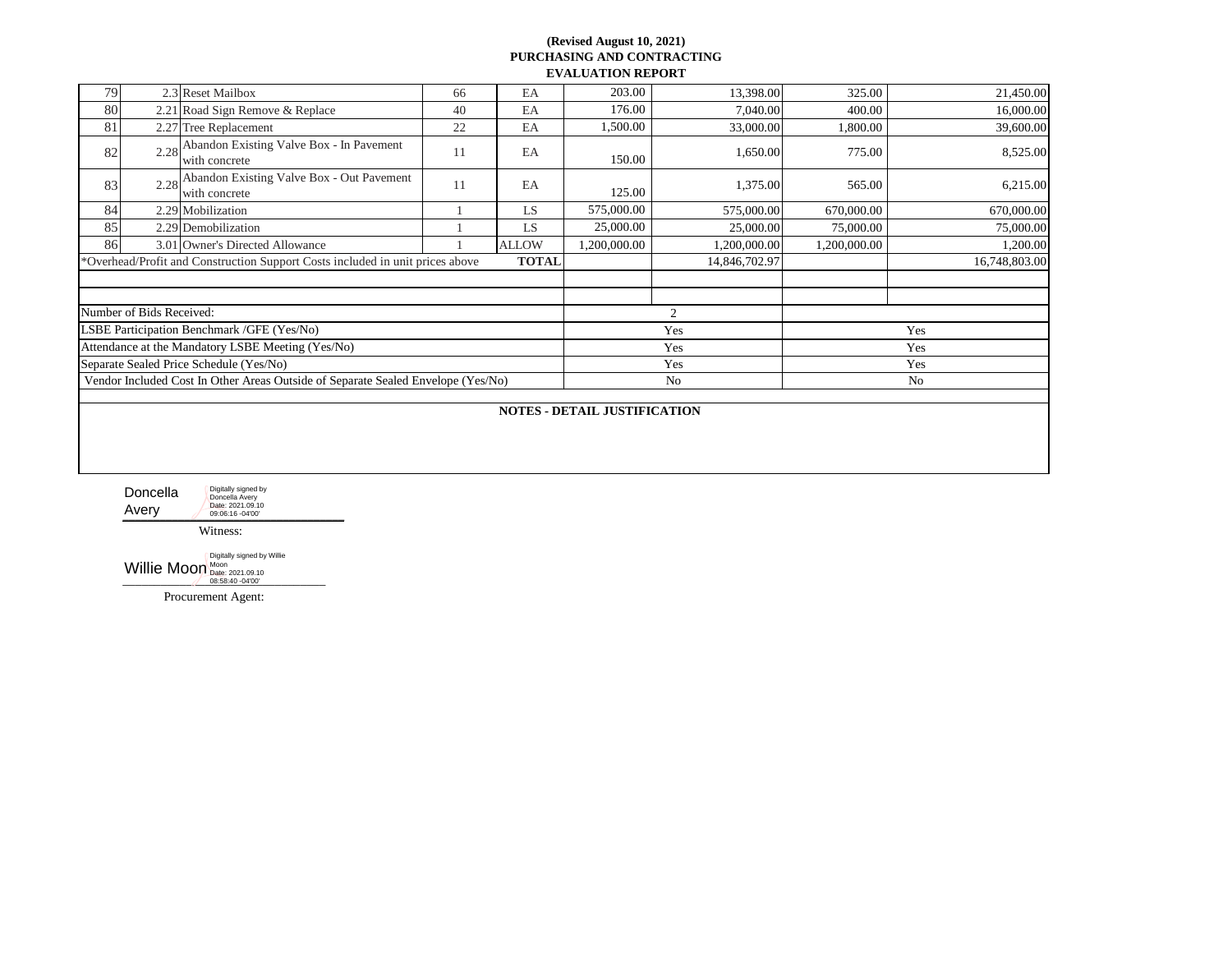**(Revised August 10, 2021)**
**PURCHASING AND CONTRACTING**
**EVALUATION REPORT**

| | | | | | | | | |
|---|---|---|---|---|---|---|---|---|
| 79 | 2.3 | Reset Mailbox | 66 | EA | 203.00 | 13,398.00 | 325.00 | 21,450.00 |
| 80 | 2.21 | Road Sign Remove & Replace | 40 | EA | 176.00 | 7,040.00 | 400.00 | 16,000.00 |
| 81 | 2.27 | Tree Replacement | 22 | EA | 1,500.00 | 33,000.00 | 1,800.00 | 39,600.00 |
| 82 | 2.28 | Abandon Existing Valve Box - In Pavement with concrete | 11 | EA | 150.00 | 1,650.00 | 775.00 | 8,525.00 |
| 83 | 2.28 | Abandon Existing Valve Box - Out Pavement with concrete | 11 | EA | 125.00 | 1,375.00 | 565.00 | 6,215.00 |
| 84 | 2.29 | Mobilization | 1 | LS | 575,000.00 | 575,000.00 | 670,000.00 | 670,000.00 |
| 85 | 2.29 | Demobilization | 1 | LS | 25,000.00 | 25,000.00 | 75,000.00 | 75,000.00 |
| 86 | 3.01 | Owner's Directed Allowance | 1 | ALLOW | 1,200,000.00 | 1,200,000.00 | 1,200,000.00 | 1,200.00 |
| *Overhead/Profit and Construction Support Costs included in unit prices above | | | | **TOTAL** | | 14,846,702.97 | | 16,748,803.00 |

| | | |
|---|---|---|
| Number of Bids Received: | 2 | |
| LSBE Participation Benchmark /GFE (Yes/No) | Yes | Yes |
| Attendance at the Mandatory LSBE Meeting (Yes/No) | Yes | Yes |
| Separate Sealed Price Schedule (Yes/No) | Yes | Yes |
| Vendor Included Cost In Other Areas Outside of Separate Sealed Envelope (Yes/No) | No | No |

**NOTES - DETAIL JUSTIFICATION**

Doncella Avery — Digitally signed by Doncella Avery Date: 2021.09.10 09:06:16 -04'00'

Witness:

Willie Moon — Digitally signed by Willie Moon Date: 2021.09.10 08:58:40 -04'00'

Procurement Agent: